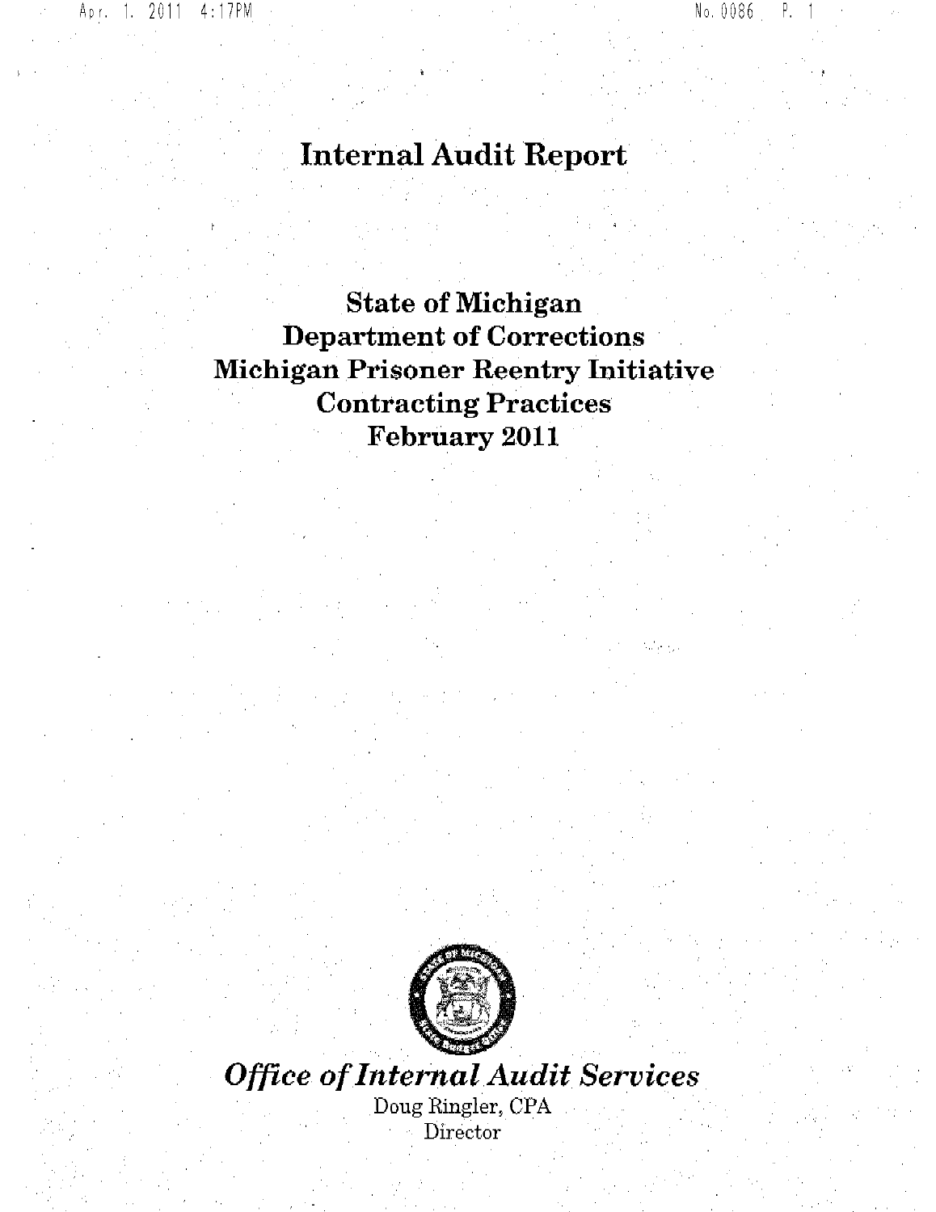# Internal Audit Report

## State of Michigan
## Department of Corrections
## Michigan Prisoner Reentry Initiative
## Contracting Practices
## February 2011

***Office of Internal Audit Services***

Doug Ringler, CPA
Director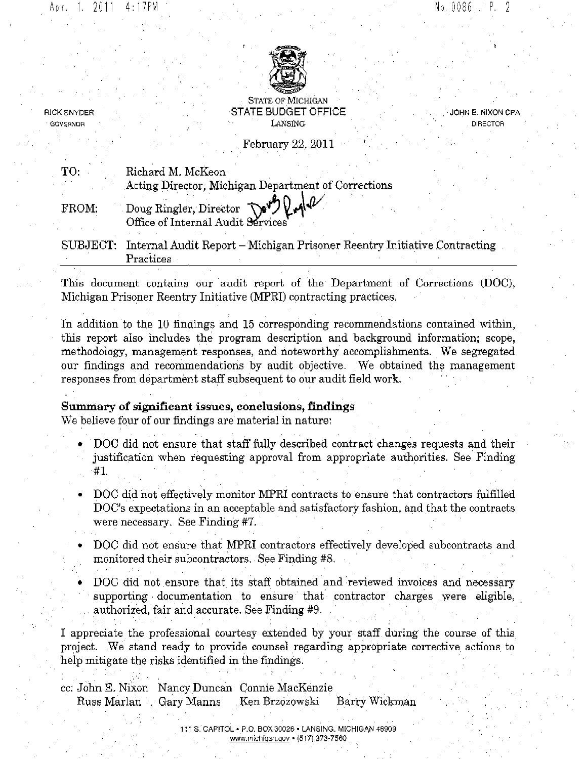STATE OF MICHIGAN
STATE BUDGET OFFICE
LANSING

RICK SNYDER
GOVERNOR

JOHN E. NIXON CPA
DIRECTOR

February 22, 2011

TO: Richard M. McKeon
Acting Director, Michigan Department of Corrections

FROM: Doug Ringler, Director
Office of Internal Audit Services

SUBJECT: Internal Audit Report – Michigan Prisoner Reentry Initiative Contracting Practices

---

This document contains our audit report of the Department of Corrections (DOC), Michigan Prisoner Reentry Initiative (MPRI) contracting practices.

In addition to the 10 findings and 15 corresponding recommendations contained within, this report also includes the program description and background information; scope, methodology, management responses, and noteworthy accomplishments. We segregated our findings and recommendations by audit objective. We obtained the management responses from department staff subsequent to our audit field work.

**Summary of significant issues, conclusions, findings**

We believe four of our findings are material in nature:

- DOC did not ensure that staff fully described contract changes requests and their justification when requesting approval from appropriate authorities. See Finding #1.
- DOC did not effectively monitor MPRI contracts to ensure that contractors fulfilled DOC's expectations in an acceptable and satisfactory fashion, and that the contracts were necessary. See Finding #7.
- DOC did not ensure that MPRI contractors effectively developed subcontracts and monitored their subcontractors. See Finding #8.
- DOC did not ensure that its staff obtained and reviewed invoices and necessary supporting documentation to ensure that contractor charges were eligible, authorized, fair and accurate. See Finding #9.

I appreciate the professional courtesy extended by your staff during the course of this project. We stand ready to provide counsel regarding appropriate corrective actions to help mitigate the risks identified in the findings.

cc: John E. Nixon Nancy Duncan Connie MacKenzie
Russ Marlan Gary Manns Ken Brzozowski Barry Wickman

111 S. CAPITOL • P.O. BOX 30026 • LANSING, MICHIGAN 48909
www.michigan.gov • (517) 373-7560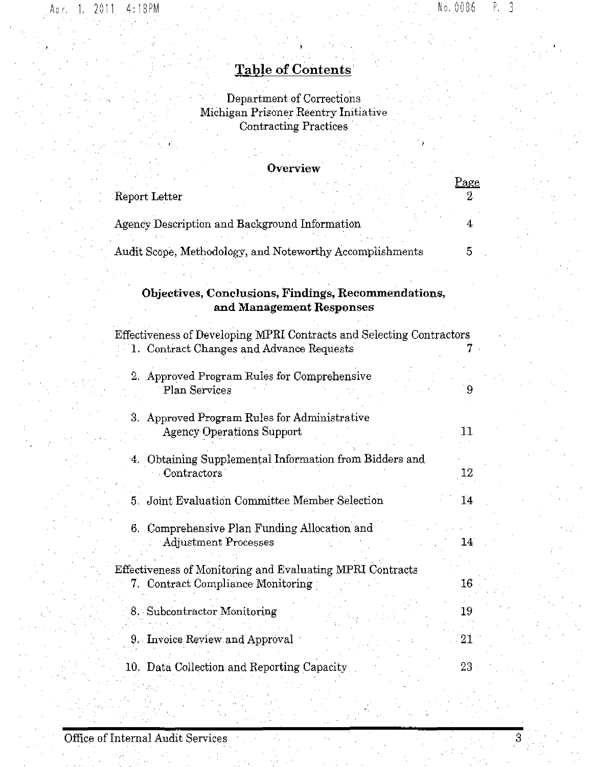# Table of Contents

Department of Corrections
Michigan Prisoner Reentry Initiative
Contracting Practices

## Overview

| | Page |
|---|---|
| Report Letter | 2 |
| Agency Description and Background Information | 4 |
| Audit Scope, Methodology, and Noteworthy Accomplishments | 5 |

## Objectives, Conclusions, Findings, Recommendations, and Management Responses

| | Page |
|---|---|
| Effectiveness of Developing MPRI Contracts and Selecting Contractors | |
| 1. Contract Changes and Advance Requests | 7 |
| 2. Approved Program Rules for Comprehensive Plan Services | 9 |
| 3. Approved Program Rules for Administrative Agency Operations Support | 11 |
| 4. Obtaining Supplemental Information from Bidders and Contractors | 12 |
| 5. Joint Evaluation Committee Member Selection | 14 |
| 6. Comprehensive Plan Funding Allocation and Adjustment Processes | 14 |
| Effectiveness of Monitoring and Evaluating MPRI Contracts | |
| 7. Contract Compliance Monitoring | 16 |
| 8. Subcontractor Monitoring | 19 |
| 9. Invoice Review and Approval | 21 |
| 10. Data Collection and Reporting Capacity | 23 |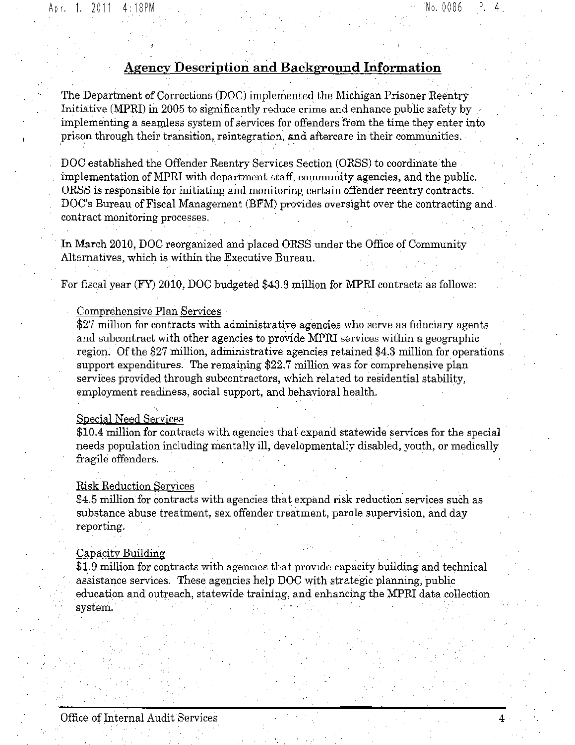## Agency Description and Background Information

The Department of Corrections (DOC) implemented the Michigan Prisoner Reentry Initiative (MPRI) in 2005 to significantly reduce crime and enhance public safety by implementing a seamless system of services for offenders from the time they enter into prison through their transition, reintegration, and aftercare in their communities.

DOC established the Offender Reentry Services Section (ORSS) to coordinate the implementation of MPRI with department staff, community agencies, and the public. ORSS is responsible for initiating and monitoring certain offender reentry contracts. DOC's Bureau of Fiscal Management (BFM) provides oversight over the contracting and contract monitoring processes.

In March 2010, DOC reorganized and placed ORSS under the Office of Community Alternatives, which is within the Executive Bureau.

For fiscal year (FY) 2010, DOC budgeted $43.8 million for MPRI contracts as follows:

<u>Comprehensive Plan Services</u>
$27 million for contracts with administrative agencies who serve as fiduciary agents and subcontract with other agencies to provide MPRI services within a geographic region. Of the $27 million, administrative agencies retained $4.3 million for operations support expenditures. The remaining $22.7 million was for comprehensive plan services provided through subcontractors, which related to residential stability, employment readiness, social support, and behavioral health.

<u>Special Need Services</u>
$10.4 million for contracts with agencies that expand statewide services for the special needs population including mentally ill, developmentally disabled, youth, or medically fragile offenders.

<u>Risk Reduction Services</u>
$4.5 million for contracts with agencies that expand risk reduction services such as substance abuse treatment, sex offender treatment, parole supervision, and day reporting.

<u>Capacity Building</u>
$1.9 million for contracts with agencies that provide capacity building and technical assistance services. These agencies help DOC with strategic planning, public education and outreach, statewide training, and enhancing the MPRI data collection system.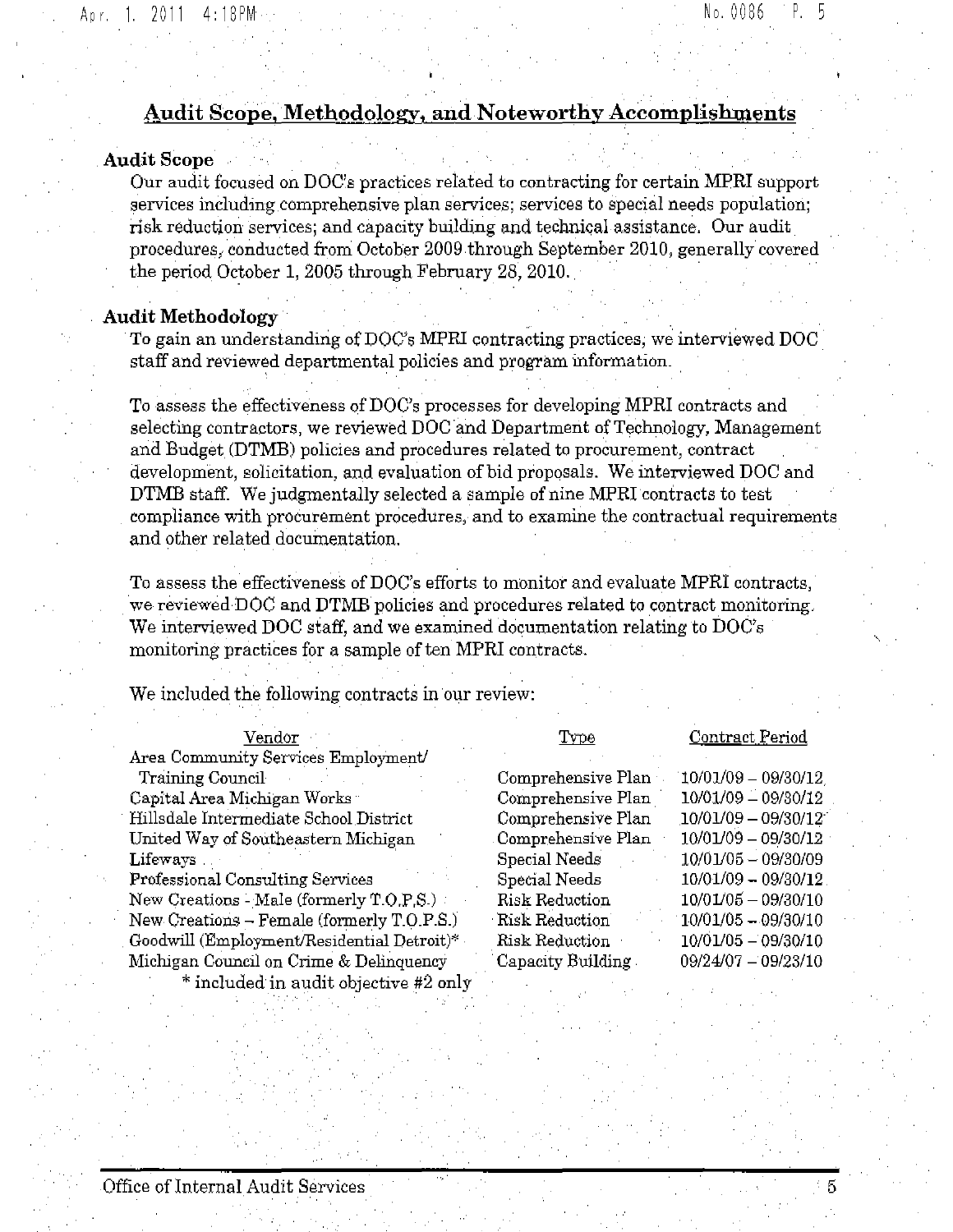## Audit Scope, Methodology, and Noteworthy Accomplishments

### Audit Scope

Our audit focused on DOC's practices related to contracting for certain MPRI support services including comprehensive plan services; services to special needs population; risk reduction services; and capacity building and technical assistance. Our audit procedures, conducted from October 2009 through September 2010, generally covered the period October 1, 2005 through February 28, 2010.

### Audit Methodology

To gain an understanding of DOC's MPRI contracting practices, we interviewed DOC staff and reviewed departmental policies and program information.

To assess the effectiveness of DOC's processes for developing MPRI contracts and selecting contractors, we reviewed DOC and Department of Technology, Management and Budget (DTMB) policies and procedures related to procurement, contract development, solicitation, and evaluation of bid proposals. We interviewed DOC and DTMB staff. We judgmentally selected a sample of nine MPRI contracts to test compliance with procurement procedures, and to examine the contractual requirements and other related documentation.

To assess the effectiveness of DOC's efforts to monitor and evaluate MPRI contracts, we reviewed DOC and DTMB policies and procedures related to contract monitoring. We interviewed DOC staff, and we examined documentation relating to DOC's monitoring practices for a sample of ten MPRI contracts.

We included the following contracts in our review:

| Vendor | Type | Contract Period |
|---|---|---|
| Area Community Services Employment/ Training Council | Comprehensive Plan | 10/01/09 – 09/30/12 |
| Capital Area Michigan Works | Comprehensive Plan | 10/01/09 – 09/30/12 |
| Hillsdale Intermediate School District | Comprehensive Plan | 10/01/09 – 09/30/12 |
| United Way of Southeastern Michigan | Comprehensive Plan | 10/01/09 – 09/30/12 |
| Lifeways | Special Needs | 10/01/05 – 09/30/09 |
| Professional Consulting Services | Special Needs | 10/01/09 – 09/30/12 |
| New Creations - Male (formerly T.O.P.S.) | Risk Reduction | 10/01/05 – 09/30/10 |
| New Creations – Female (formerly T.O.P.S.) | Risk Reduction | 10/01/05 – 09/30/10 |
| Goodwill (Employment/Residential Detroit)* | Risk Reduction | 10/01/05 – 09/30/10 |
| Michigan Council on Crime & Delinquency | Capacity Building | 09/24/07 – 09/23/10 |

\* included in audit objective #2 only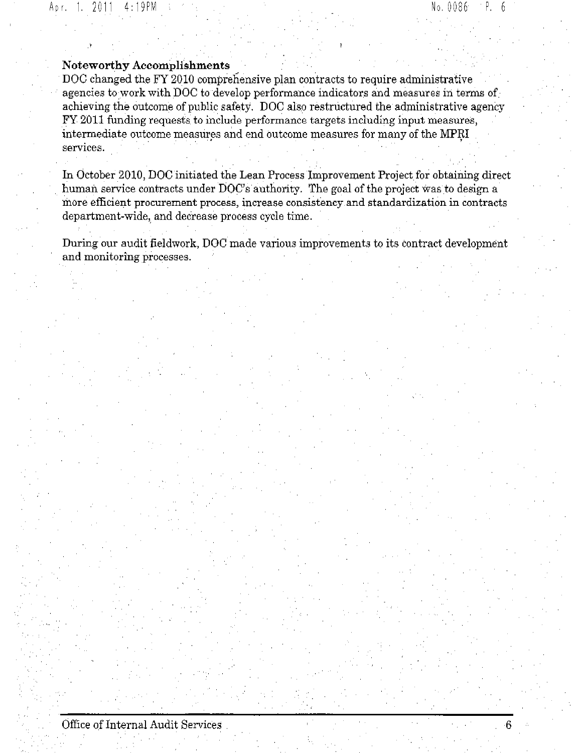**Noteworthy Accomplishments**

DOC changed the FY 2010 comprehensive plan contracts to require administrative agencies to work with DOC to develop performance indicators and measures in terms of achieving the outcome of public safety. DOC also restructured the administrative agency FY 2011 funding requests to include performance targets including input measures, intermediate outcome measures and end outcome measures for many of the MPRI services.

In October 2010, DOC initiated the Lean Process Improvement Project for obtaining direct human service contracts under DOC's authority. The goal of the project was to design a more efficient procurement process, increase consistency and standardization in contracts department-wide, and decrease process cycle time.

During our audit fieldwork, DOC made various improvements to its contract development and monitoring processes.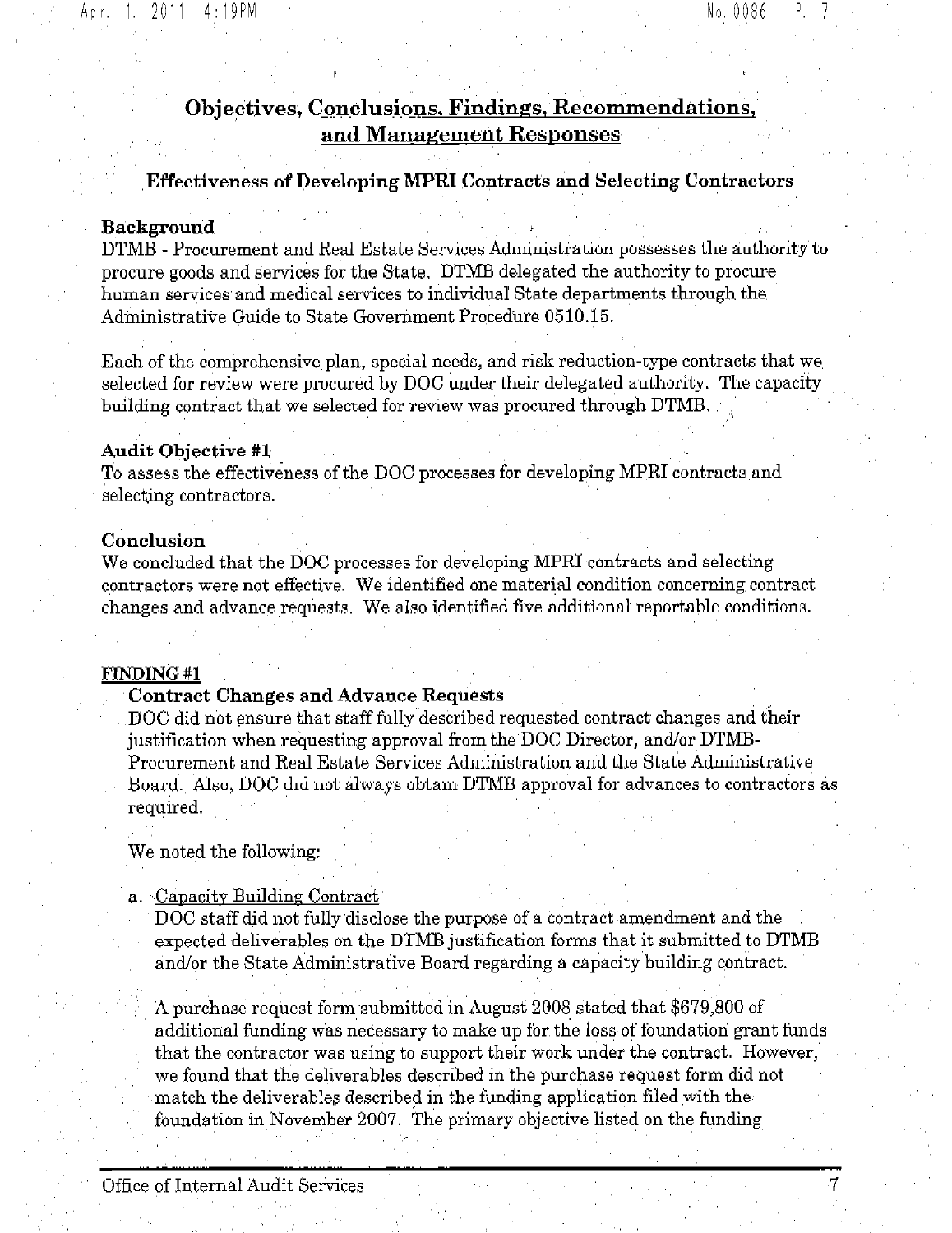# Objectives, Conclusions, Findings, Recommendations, and Management Responses

## Effectiveness of Developing MPRI Contracts and Selecting Contractors

### Background

DTMB - Procurement and Real Estate Services Administration possesses the authority to procure goods and services for the State. DTMB delegated the authority to procure human services and medical services to individual State departments through the Administrative Guide to State Government Procedure 0510.15.

Each of the comprehensive plan, special needs, and risk reduction-type contracts that we selected for review were procured by DOC under their delegated authority. The capacity building contract that we selected for review was procured through DTMB.

### Audit Objective #1

To assess the effectiveness of the DOC processes for developing MPRI contracts and selecting contractors.

### Conclusion

We concluded that the DOC processes for developing MPRI contracts and selecting contractors were not effective. We identified one material condition concerning contract changes and advance requests. We also identified five additional reportable conditions.

### FINDING #1

**Contract Changes and Advance Requests**

DOC did not ensure that staff fully described requested contract changes and their justification when requesting approval from the DOC Director, and/or DTMB-Procurement and Real Estate Services Administration and the State Administrative Board. Also, DOC did not always obtain DTMB approval for advances to contractors as required.

We noted the following:

a. Capacity Building Contract

DOC staff did not fully disclose the purpose of a contract amendment and the expected deliverables on the DTMB justification forms that it submitted to DTMB and/or the State Administrative Board regarding a capacity building contract.

A purchase request form submitted in August 2008 stated that $679,800 of additional funding was necessary to make up for the loss of foundation grant funds that the contractor was using to support their work under the contract. However, we found that the deliverables described in the purchase request form did not match the deliverables described in the funding application filed with the foundation in November 2007. The primary objective listed on the funding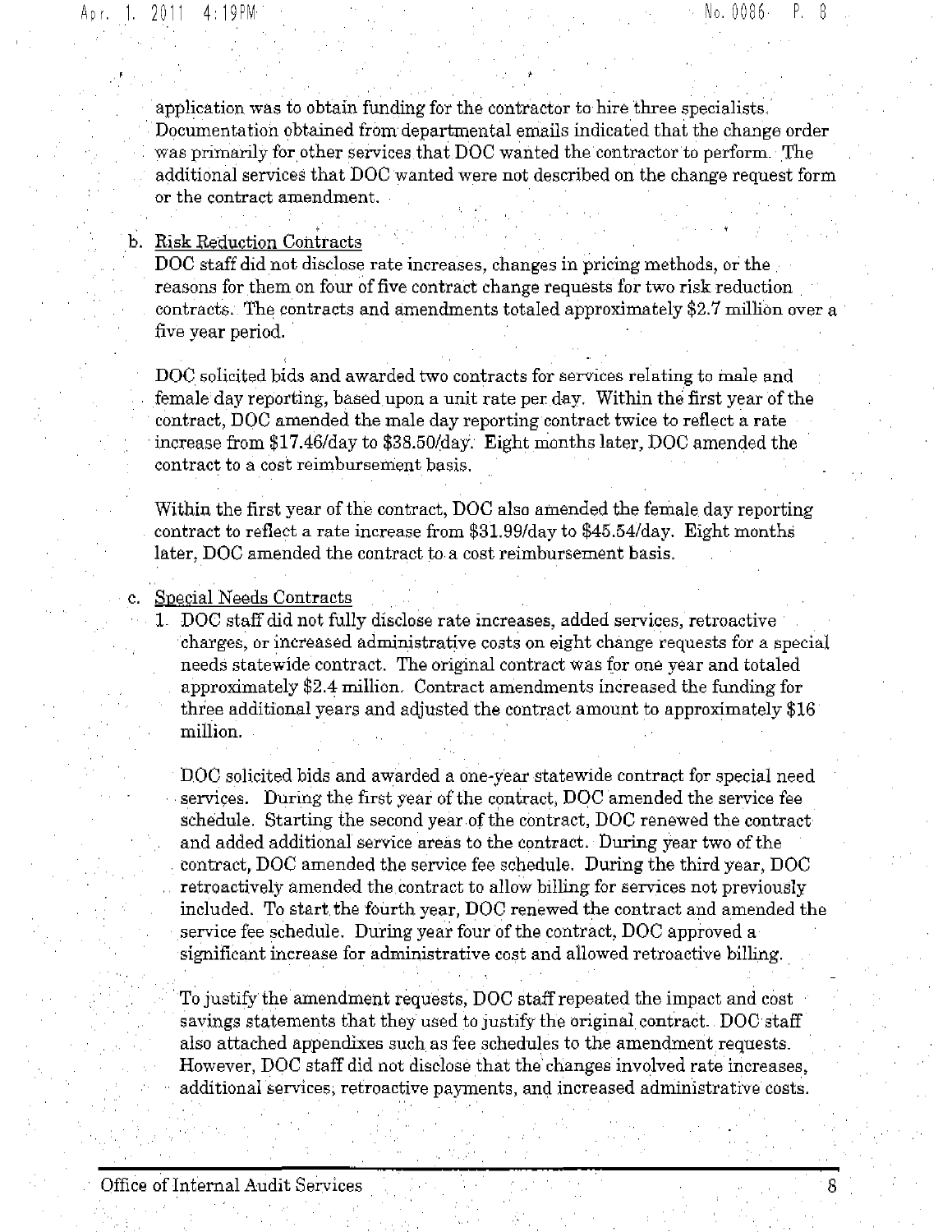application was to obtain funding for the contractor to hire three specialists. Documentation obtained from departmental emails indicated that the change order was primarily for other services that DOC wanted the contractor to perform. The additional services that DOC wanted were not described on the change request form or the contract amendment.

b. Risk Reduction Contracts

DOC staff did not disclose rate increases, changes in pricing methods, or the reasons for them on four of five contract change requests for two risk reduction contracts. The contracts and amendments totaled approximately $2.7 million over a five year period.

DOC solicited bids and awarded two contracts for services relating to male and female day reporting, based upon a unit rate per day. Within the first year of the contract, DOC amended the male day reporting contract twice to reflect a rate increase from $17.46/day to $38.50/day. Eight months later, DOC amended the contract to a cost reimbursement basis.

Within the first year of the contract, DOC also amended the female day reporting contract to reflect a rate increase from $31.99/day to $45.54/day. Eight months later, DOC amended the contract to a cost reimbursement basis.

c. Special Needs Contracts

1. DOC staff did not fully disclose rate increases, added services, retroactive charges, or increased administrative costs on eight change requests for a special needs statewide contract. The original contract was for one year and totaled approximately $2.4 million. Contract amendments increased the funding for three additional years and adjusted the contract amount to approximately $16 million.

   DOC solicited bids and awarded a one-year statewide contract for special need services. During the first year of the contract, DOC amended the service fee schedule. Starting the second year of the contract, DOC renewed the contract and added additional service areas to the contract. During year two of the contract, DOC amended the service fee schedule. During the third year, DOC retroactively amended the contract to allow billing for services not previously included. To start the fourth year, DOC renewed the contract and amended the service fee schedule. During year four of the contract, DOC approved a significant increase for administrative cost and allowed retroactive billing.

   To justify the amendment requests, DOC staff repeated the impact and cost savings statements that they used to justify the original contract. DOC staff also attached appendixes such as fee schedules to the amendment requests. However, DOC staff did not disclose that the changes involved rate increases, additional services, retroactive payments, and increased administrative costs.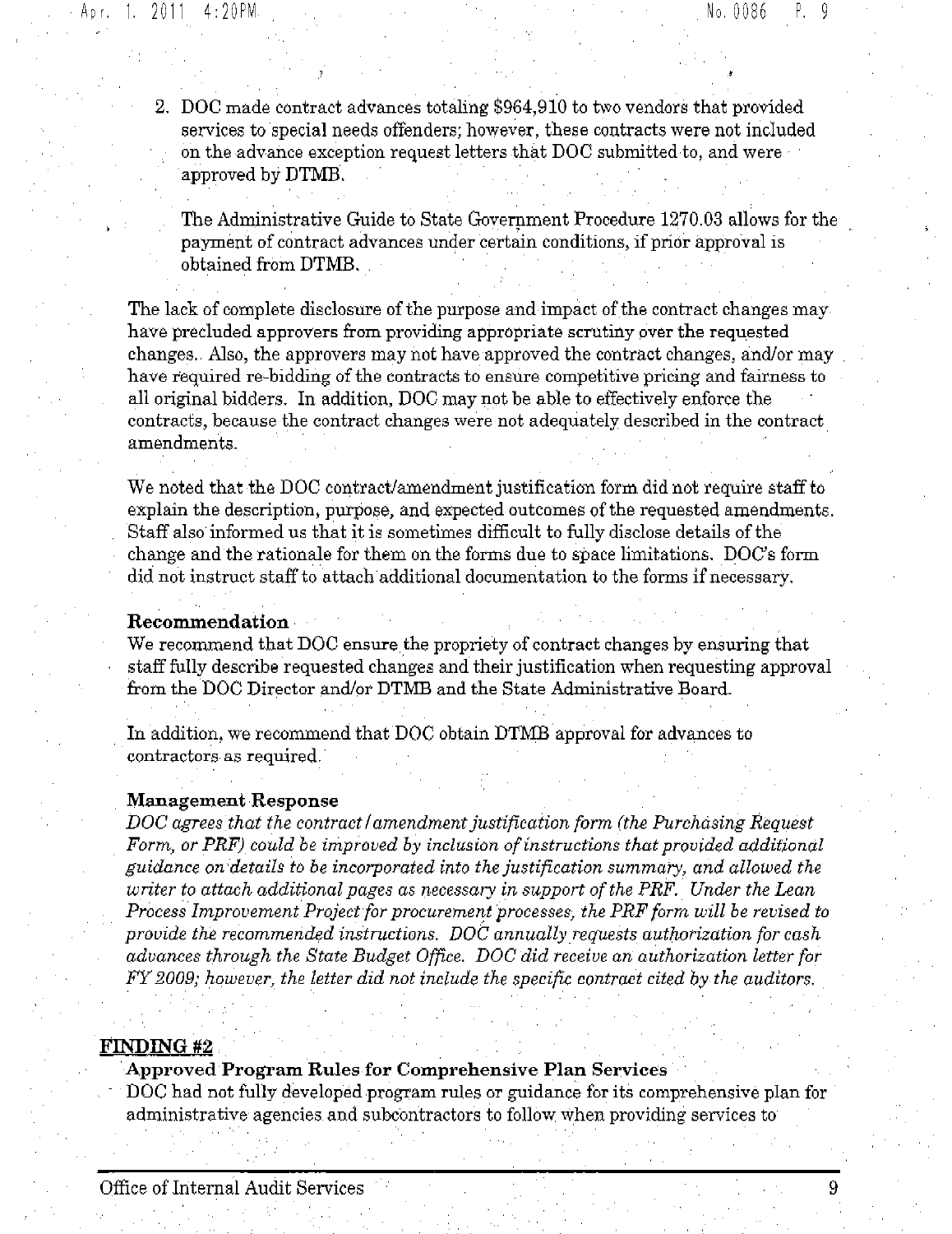2. DOC made contract advances totaling $964,910 to two vendors that provided services to special needs offenders; however, these contracts were not included on the advance exception request letters that DOC submitted to, and were approved by DTMB.

   The Administrative Guide to State Government Procedure 1270.03 allows for the payment of contract advances under certain conditions, if prior approval is obtained from DTMB.

The lack of complete disclosure of the purpose and impact of the contract changes may have precluded approvers from providing appropriate scrutiny over the requested changes. Also, the approvers may not have approved the contract changes, and/or may have required re-bidding of the contracts to ensure competitive pricing and fairness to all original bidders. In addition, DOC may not be able to effectively enforce the contracts, because the contract changes were not adequately described in the contract amendments.

We noted that the DOC contract/amendment justification form did not require staff to explain the description, purpose, and expected outcomes of the requested amendments. Staff also informed us that it is sometimes difficult to fully disclose details of the change and the rationale for them on the forms due to space limitations. DOC's form did not instruct staff to attach additional documentation to the forms if necessary.

**Recommendation**

We recommend that DOC ensure the propriety of contract changes by ensuring that staff fully describe requested changes and their justification when requesting approval from the DOC Director and/or DTMB and the State Administrative Board.

In addition, we recommend that DOC obtain DTMB approval for advances to contractors as required.

**Management Response**

*DOC agrees that the contract/amendment justification form (the Purchasing Request Form, or PRF) could be improved by inclusion of instructions that provided additional guidance on details to be incorporated into the justification summary, and allowed the writer to attach additional pages as necessary in support of the PRF. Under the Lean Process Improvement Project for procurement processes, the PRF form will be revised to provide the recommended instructions. DOC annually requests authorization for cash advances through the State Budget Office. DOC did receive an authorization letter for FY 2009; however, the letter did not include the specific contract cited by the auditors.*

## FINDING #2

**Approved Program Rules for Comprehensive Plan Services**

DOC had not fully developed program rules or guidance for its comprehensive plan for administrative agencies and subcontractors to follow when providing services to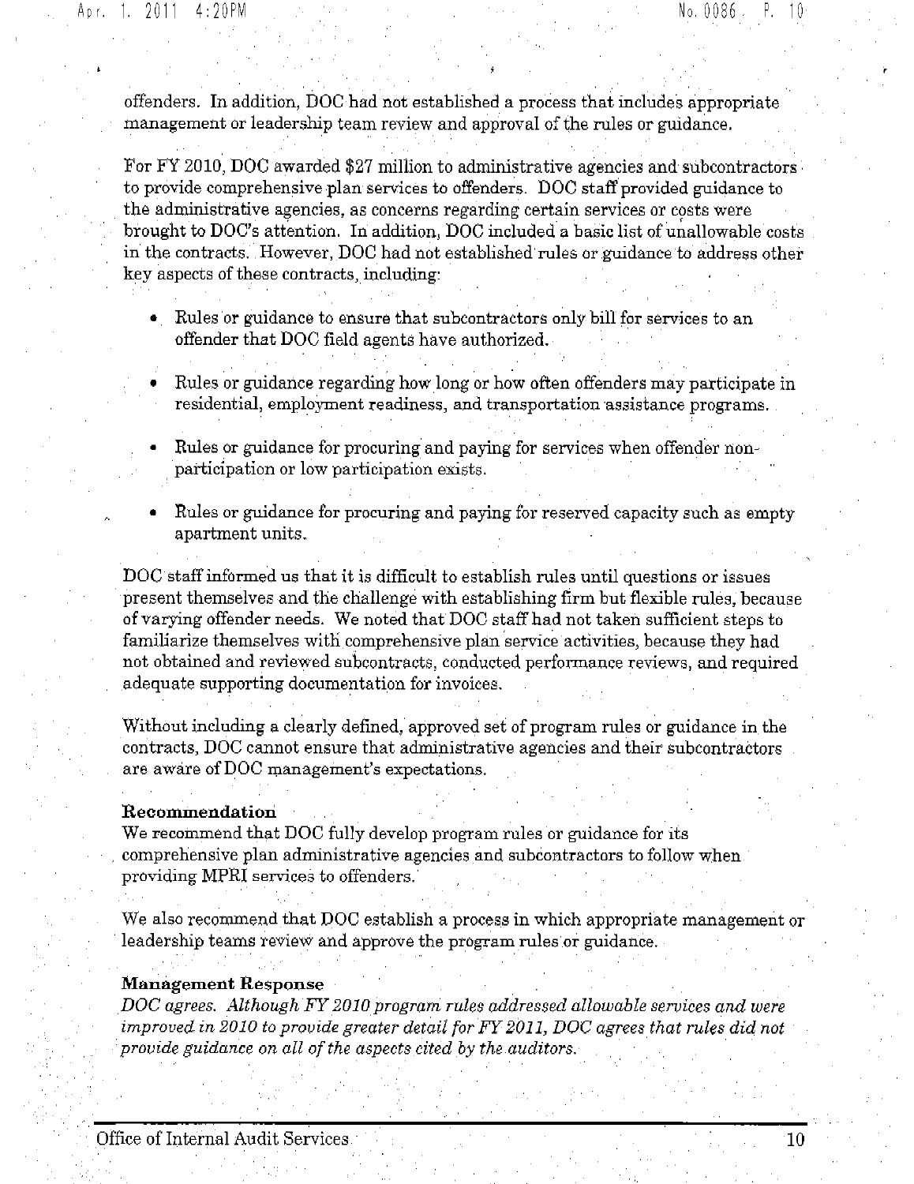offenders. In addition, DOC had not established a process that includes appropriate management or leadership team review and approval of the rules or guidance.

For FY 2010, DOC awarded $27 million to administrative agencies and subcontractors to provide comprehensive plan services to offenders. DOC staff provided guidance to the administrative agencies, as concerns regarding certain services or costs were brought to DOC's attention. In addition, DOC included a basic list of unallowable costs in the contracts. However, DOC had not established rules or guidance to address other key aspects of these contracts, including:

- Rules or guidance to ensure that subcontractors only bill for services to an offender that DOC field agents have authorized.
- Rules or guidance regarding how long or how often offenders may participate in residential, employment readiness, and transportation assistance programs.
- Rules or guidance for procuring and paying for services when offender non-participation or low participation exists.
- Rules or guidance for procuring and paying for reserved capacity such as empty apartment units.

DOC staff informed us that it is difficult to establish rules until questions or issues present themselves and the challenge with establishing firm but flexible rules, because of varying offender needs. We noted that DOC staff had not taken sufficient steps to familiarize themselves with comprehensive plan service activities, because they had not obtained and reviewed subcontracts, conducted performance reviews, and required adequate supporting documentation for invoices.

Without including a clearly defined, approved set of program rules or guidance in the contracts, DOC cannot ensure that administrative agencies and their subcontractors are aware of DOC management's expectations.

**Recommendation**
We recommend that DOC fully develop program rules or guidance for its comprehensive plan administrative agencies and subcontractors to follow when providing MPRI services to offenders.

We also recommend that DOC establish a process in which appropriate management or leadership teams review and approve the program rules or guidance.

**Management Response**
*DOC agrees. Although FY 2010 program rules addressed allowable services and were improved in 2010 to provide greater detail for FY 2011, DOC agrees that rules did not provide guidance on all of the aspects cited by the auditors.*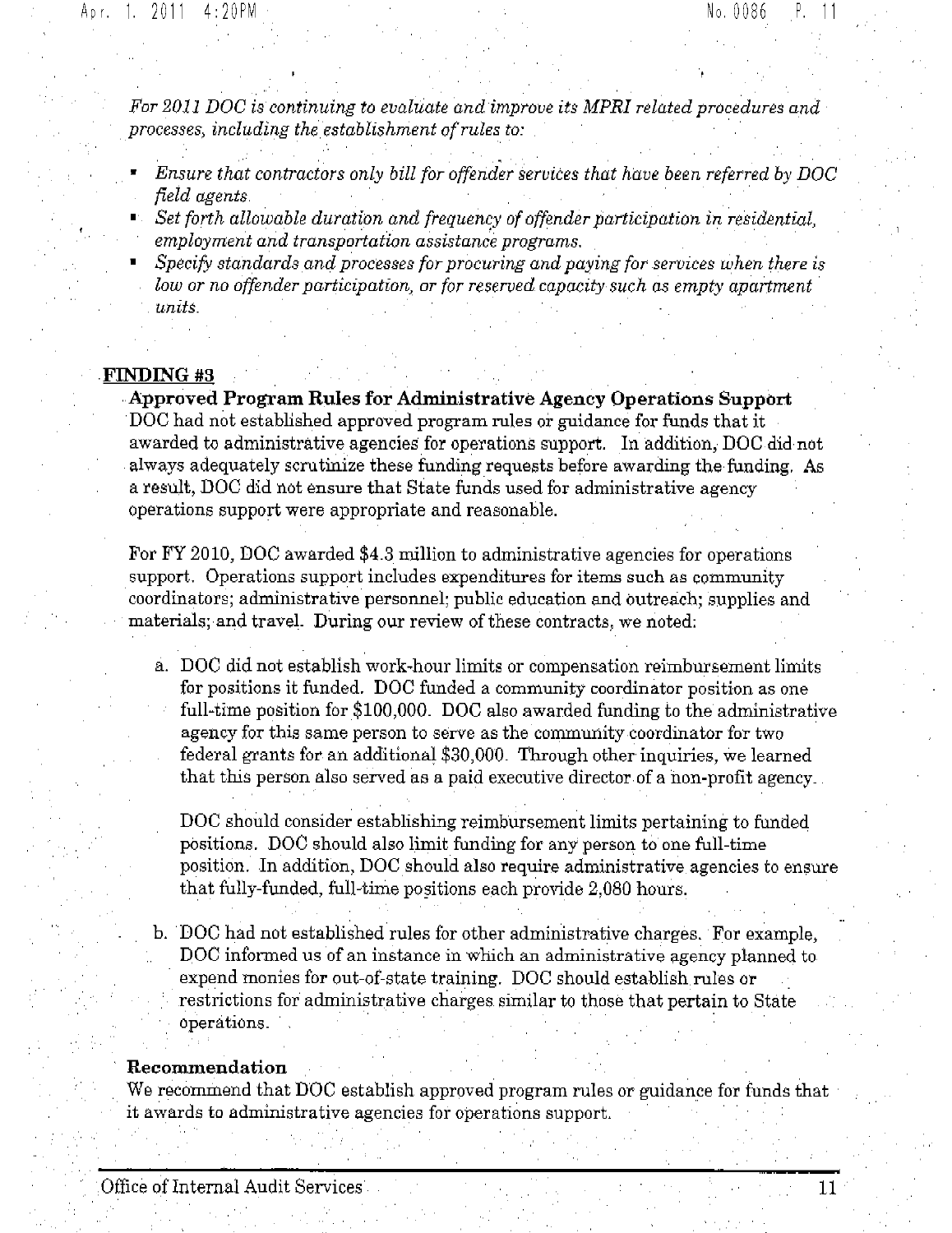*For 2011 DOC is continuing to evaluate and improve its MPRI related procedures and processes, including the establishment of rules to:*

- *Ensure that contractors only bill for offender services that have been referred by DOC field agents.*
- *Set forth allowable duration and frequency of offender participation in residential, employment and transportation assistance programs.*
- *Specify standards and processes for procuring and paying for services when there is low or no offender participation, or for reserved capacity such as empty apartment units.*

## FINDING #3

**Approved Program Rules for Administrative Agency Operations Support**

DOC had not established approved program rules or guidance for funds that it awarded to administrative agencies for operations support. In addition, DOC did not always adequately scrutinize these funding requests before awarding the funding. As a result, DOC did not ensure that State funds used for administrative agency operations support were appropriate and reasonable.

For FY 2010, DOC awarded $4.3 million to administrative agencies for operations support. Operations support includes expenditures for items such as community coordinators; administrative personnel; public education and outreach; supplies and materials; and travel. During our review of these contracts, we noted:

a. DOC did not establish work-hour limits or compensation reimbursement limits for positions it funded. DOC funded a community coordinator position as one full-time position for $100,000. DOC also awarded funding to the administrative agency for this same person to serve as the community coordinator for two federal grants for an additional $30,000. Through other inquiries, we learned that this person also served as a paid executive director of a non-profit agency.

   DOC should consider establishing reimbursement limits pertaining to funded positions. DOC should also limit funding for any person to one full-time position. In addition, DOC should also require administrative agencies to ensure that fully-funded, full-time positions each provide 2,080 hours.

b. DOC had not established rules for other administrative charges. For example, DOC informed us of an instance in which an administrative agency planned to expend monies for out-of-state training. DOC should establish rules or restrictions for administrative charges similar to those that pertain to State operations.

**Recommendation**

We recommend that DOC establish approved program rules or guidance for funds that it awards to administrative agencies for operations support.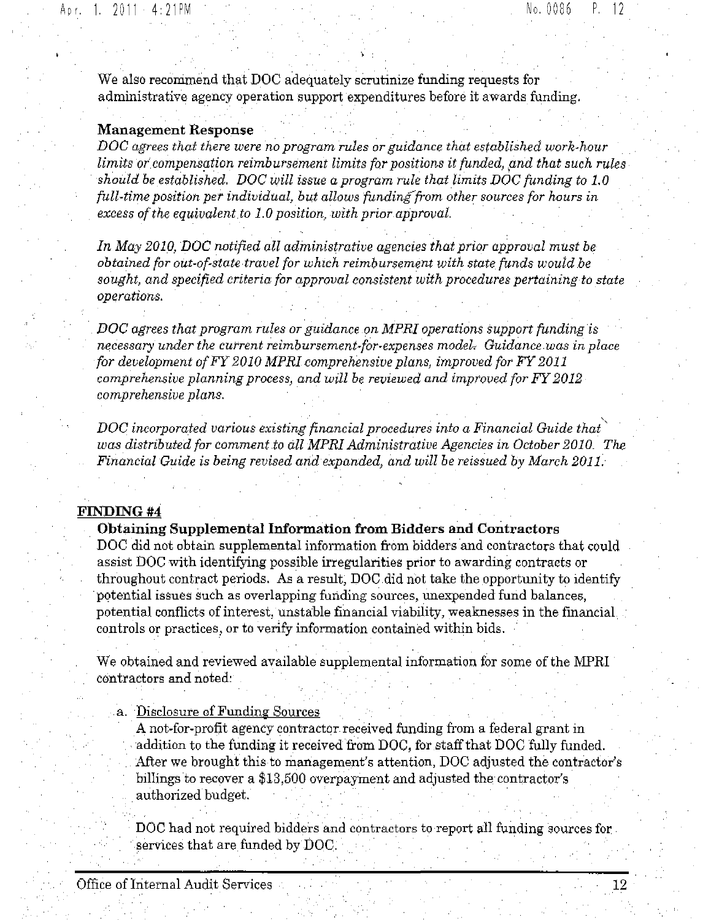We also recommend that DOC adequately scrutinize funding requests for administrative agency operation support expenditures before it awards funding.

**Management Response**

*DOC agrees that there were no program rules or guidance that established work-hour limits or compensation reimbursement limits for positions it funded, and that such rules should be established. DOC will issue a program rule that limits DOC funding to 1.0 full-time position per individual, but allows funding from other sources for hours in excess of the equivalent to 1.0 position, with prior approval.*

*In May 2010, DOC notified all administrative agencies that prior approval must be obtained for out-of-state travel for which reimbursement with state funds would be sought, and specified criteria for approval consistent with procedures pertaining to state operations.*

*DOC agrees that program rules or guidance on MPRI operations support funding is necessary under the current reimbursement-for-expenses model. Guidance was in place for development of FY 2010 MPRI comprehensive plans, improved for FY 2011 comprehensive planning process, and will be reviewed and improved for FY 2012 comprehensive plans.*

*DOC incorporated various existing financial procedures into a Financial Guide that was distributed for comment to all MPRI Administrative Agencies in October 2010. The Financial Guide is being revised and expanded, and will be reissued by March 2011.*

## FINDING #4

### Obtaining Supplemental Information from Bidders and Contractors

DOC did not obtain supplemental information from bidders and contractors that could assist DOC with identifying possible irregularities prior to awarding contracts or throughout contract periods. As a result, DOC did not take the opportunity to identify potential issues such as overlapping funding sources, unexpended fund balances, potential conflicts of interest, unstable financial viability, weaknesses in the financial controls or practices, or to verify information contained within bids.

We obtained and reviewed available supplemental information for some of the MPRI contractors and noted:

a. Disclosure of Funding Sources

A not-for-profit agency contractor received funding from a federal grant in addition to the funding it received from DOC, for staff that DOC fully funded. After we brought this to management's attention, DOC adjusted the contractor's billings to recover a $13,500 overpayment and adjusted the contractor's authorized budget.

DOC had not required bidders and contractors to report all funding sources for services that are funded by DOC.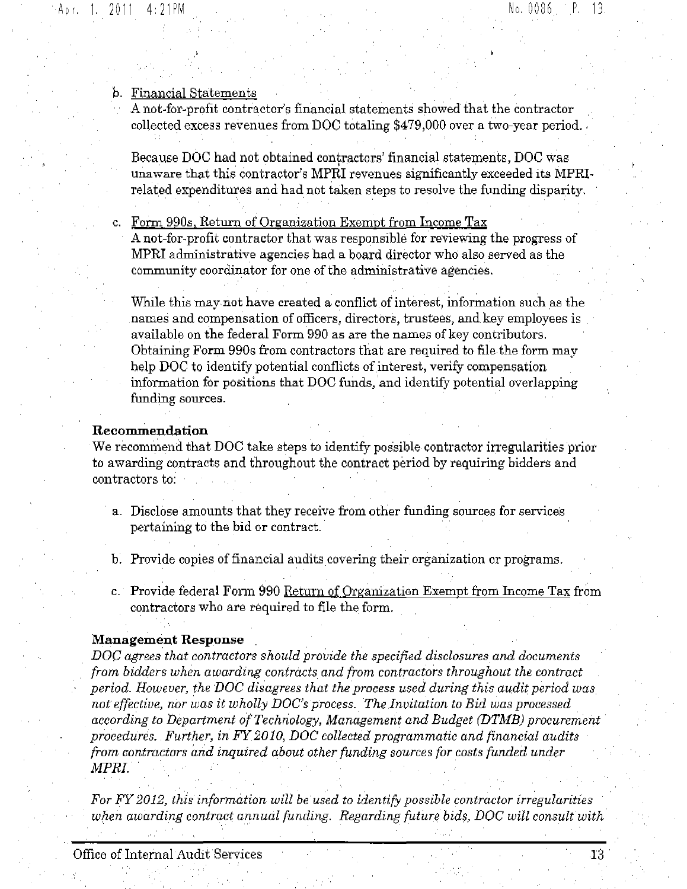b. Financial Statements

A not-for-profit contractor's financial statements showed that the contractor collected excess revenues from DOC totaling $479,000 over a two-year period.

Because DOC had not obtained contractors' financial statements, DOC was unaware that this contractor's MPRI revenues significantly exceeded its MPRI-related expenditures and had not taken steps to resolve the funding disparity.

c. Form 990s, Return of Organization Exempt from Income Tax

A not-for-profit contractor that was responsible for reviewing the progress of MPRI administrative agencies had a board director who also served as the community coordinator for one of the administrative agencies.

While this may not have created a conflict of interest, information such as the names and compensation of officers, directors, trustees, and key employees is available on the federal Form 990 as are the names of key contributors. Obtaining Form 990s from contractors that are required to file the form may help DOC to identify potential conflicts of interest, verify compensation information for positions that DOC funds, and identify potential overlapping funding sources.

**Recommendation**

We recommend that DOC take steps to identify possible contractor irregularities prior to awarding contracts and throughout the contract period by requiring bidders and contractors to:

a. Disclose amounts that they receive from other funding sources for services pertaining to the bid or contract.

b. Provide copies of financial audits covering their organization or programs.

c. Provide federal Form 990 Return of Organization Exempt from Income Tax from contractors who are required to file the form.

**Management Response**

*DOC agrees that contractors should provide the specified disclosures and documents from bidders when awarding contracts and from contractors throughout the contract period. However, the DOC disagrees that the process used during this audit period was not effective, nor was it wholly DOC's process. The Invitation to Bid was processed according to Department of Technology, Management and Budget (DTMB) procurement procedures. Further, in FY 2010, DOC collected programmatic and financial audits from contractors and inquired about other funding sources for costs funded under MPRI.*

*For FY 2012, this information will be used to identify possible contractor irregularities when awarding contract annual funding. Regarding future bids, DOC will consult with*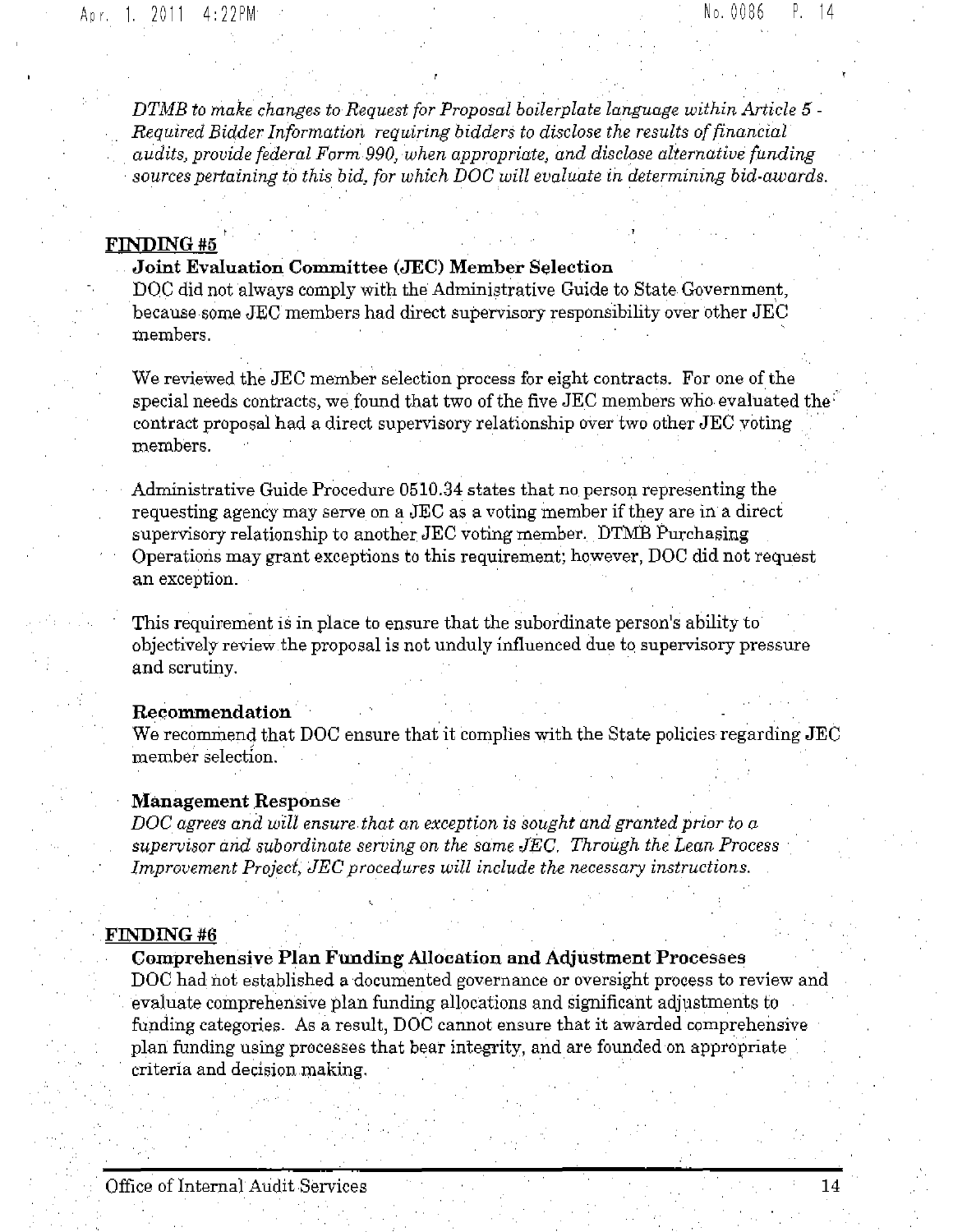*DTMB to make changes to Request for Proposal boilerplate language within Article 5 - Required Bidder Information requiring bidders to disclose the results of financial audits, provide federal Form 990, when appropriate, and disclose alternative funding sources pertaining to this bid, for which DOC will evaluate in determining bid-awards.*

## FINDING #5

### Joint Evaluation Committee (JEC) Member Selection

DOC did not always comply with the Administrative Guide to State Government, because some JEC members had direct supervisory responsibility over other JEC members.

We reviewed the JEC member selection process for eight contracts. For one of the special needs contracts, we found that two of the five JEC members who evaluated the contract proposal had a direct supervisory relationship over two other JEC voting members.

Administrative Guide Procedure 0510.34 states that no person representing the requesting agency may serve on a JEC as a voting member if they are in a direct supervisory relationship to another JEC voting member. DTMB Purchasing Operations may grant exceptions to this requirement; however, DOC did not request an exception.

This requirement is in place to ensure that the subordinate person's ability to objectively review the proposal is not unduly influenced due to supervisory pressure and scrutiny.

#### Recommendation

We recommend that DOC ensure that it complies with the State policies regarding JEC member selection.

#### Management Response

*DOC agrees and will ensure that an exception is sought and granted prior to a supervisor and subordinate serving on the same JEC. Through the Lean Process Improvement Project, JEC procedures will include the necessary instructions.*

## FINDING #6

### Comprehensive Plan Funding Allocation and Adjustment Processes

DOC had not established a documented governance or oversight process to review and evaluate comprehensive plan funding allocations and significant adjustments to funding categories. As a result, DOC cannot ensure that it awarded comprehensive plan funding using processes that bear integrity, and are founded on appropriate criteria and decision making.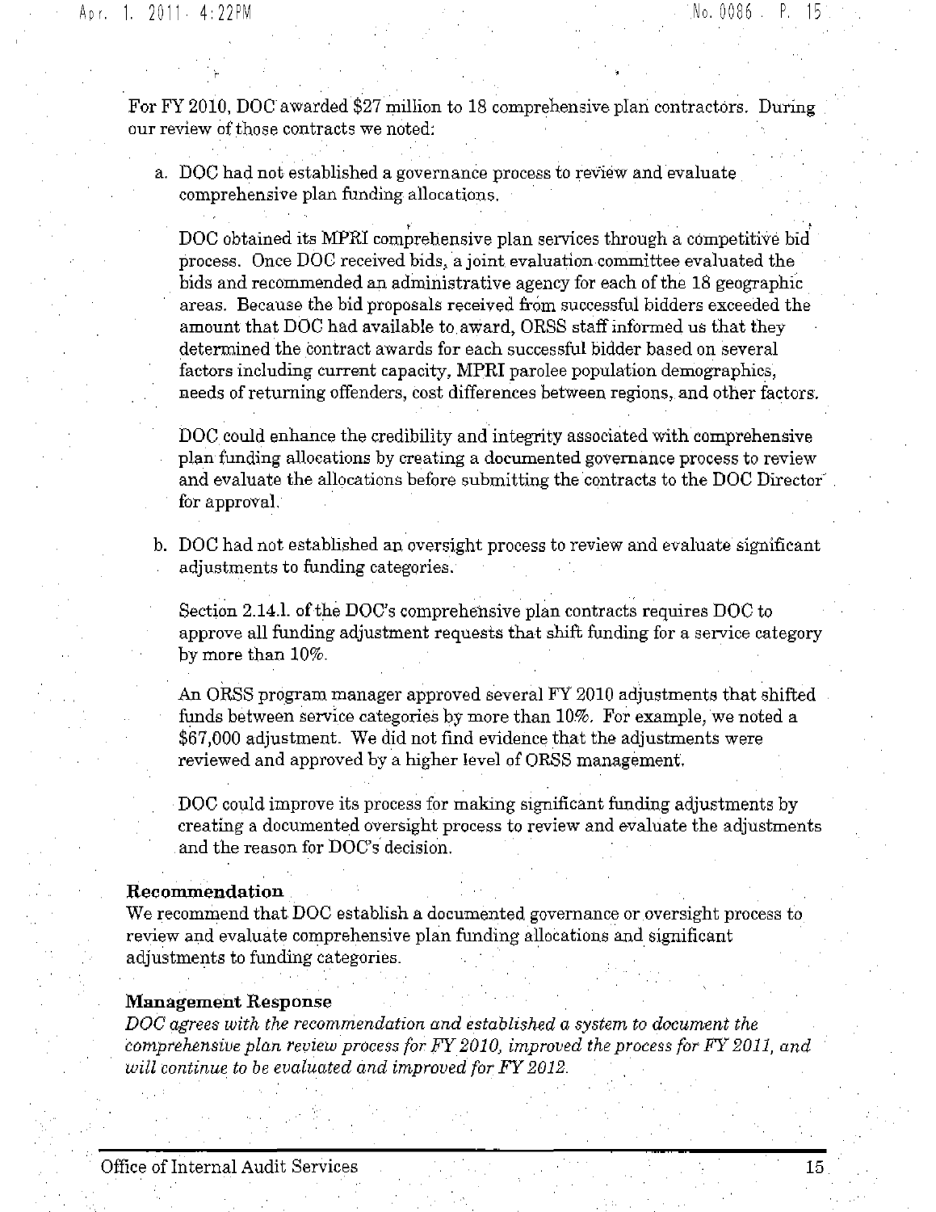For FY 2010, DOC awarded $27 million to 18 comprehensive plan contractors. During our review of those contracts we noted:

a. DOC had not established a governance process to review and evaluate comprehensive plan funding allocations.

   DOC obtained its MPRI comprehensive plan services through a competitive bid process. Once DOC received bids, a joint evaluation committee evaluated the bids and recommended an administrative agency for each of the 18 geographic areas. Because the bid proposals received from successful bidders exceeded the amount that DOC had available to award, ORSS staff informed us that they determined the contract awards for each successful bidder based on several factors including current capacity, MPRI parolee population demographics, needs of returning offenders, cost differences between regions, and other factors.

   DOC could enhance the credibility and integrity associated with comprehensive plan funding allocations by creating a documented governance process to review and evaluate the allocations before submitting the contracts to the DOC Director for approval.

b. DOC had not established an oversight process to review and evaluate significant adjustments to funding categories.

   Section 2.14.1. of the DOC's comprehensive plan contracts requires DOC to approve all funding adjustment requests that shift funding for a service category by more than 10%.

   An ORSS program manager approved several FY 2010 adjustments that shifted funds between service categories by more than 10%. For example, we noted a $67,000 adjustment. We did not find evidence that the adjustments were reviewed and approved by a higher level of ORSS management.

   DOC could improve its process for making significant funding adjustments by creating a documented oversight process to review and evaluate the adjustments and the reason for DOC's decision.

**Recommendation**
We recommend that DOC establish a documented governance or oversight process to review and evaluate comprehensive plan funding allocations and significant adjustments to funding categories.

**Management Response**
*DOC agrees with the recommendation and established a system to document the comprehensive plan review process for FY 2010, improved the process for FY 2011, and will continue to be evaluated and improved for FY 2012.*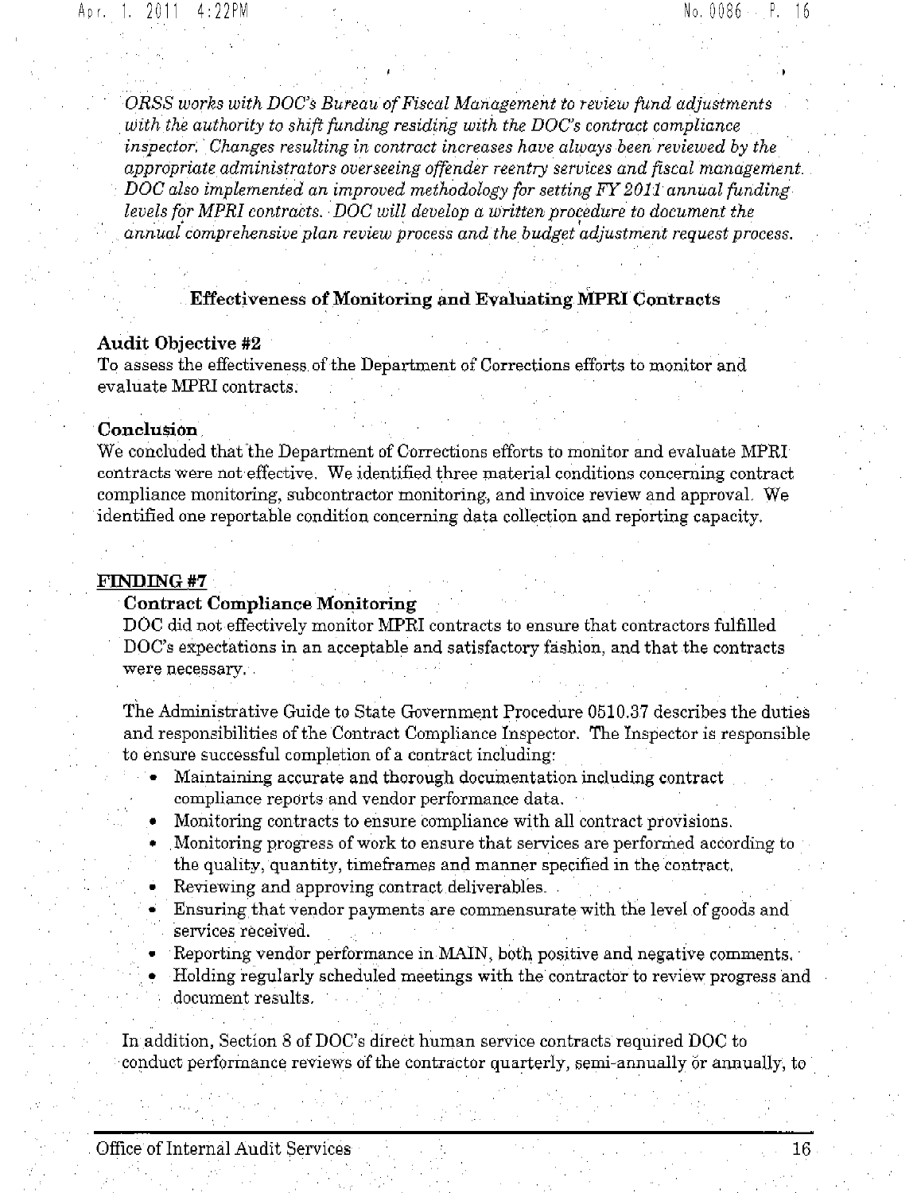*ORSS works with DOC's Bureau of Fiscal Management to review fund adjustments with the authority to shift funding residing with the DOC's contract compliance inspector. Changes resulting in contract increases have always been reviewed by the appropriate administrators overseeing offender reentry services and fiscal management. DOC also implemented an improved methodology for setting FY 2011 annual funding levels for MPRI contracts. DOC will develop a written procedure to document the annual comprehensive plan review process and the budget adjustment request process.*

## Effectiveness of Monitoring and Evaluating MPRI Contracts

### Audit Objective #2

To assess the effectiveness of the Department of Corrections efforts to monitor and evaluate MPRI contracts.

### Conclusion

We concluded that the Department of Corrections efforts to monitor and evaluate MPRI contracts were not effective. We identified three material conditions concerning contract compliance monitoring, subcontractor monitoring, and invoice review and approval. We identified one reportable condition concerning data collection and reporting capacity.

### FINDING #7

**Contract Compliance Monitoring**

DOC did not effectively monitor MPRI contracts to ensure that contractors fulfilled DOC's expectations in an acceptable and satisfactory fashion, and that the contracts were necessary.

The Administrative Guide to State Government Procedure 0510.37 describes the duties and responsibilities of the Contract Compliance Inspector. The Inspector is responsible to ensure successful completion of a contract including:

- Maintaining accurate and thorough documentation including contract compliance reports and vendor performance data.
- Monitoring contracts to ensure compliance with all contract provisions.
- Monitoring progress of work to ensure that services are performed according to the quality, quantity, timeframes and manner specified in the contract.
- Reviewing and approving contract deliverables.
- Ensuring that vendor payments are commensurate with the level of goods and services received.
- Reporting vendor performance in MAIN, both positive and negative comments.
- Holding regularly scheduled meetings with the contractor to review progress and document results.

In addition, Section 8 of DOC's direct human service contracts required DOC to conduct performance reviews of the contractor quarterly, semi-annually or annually, to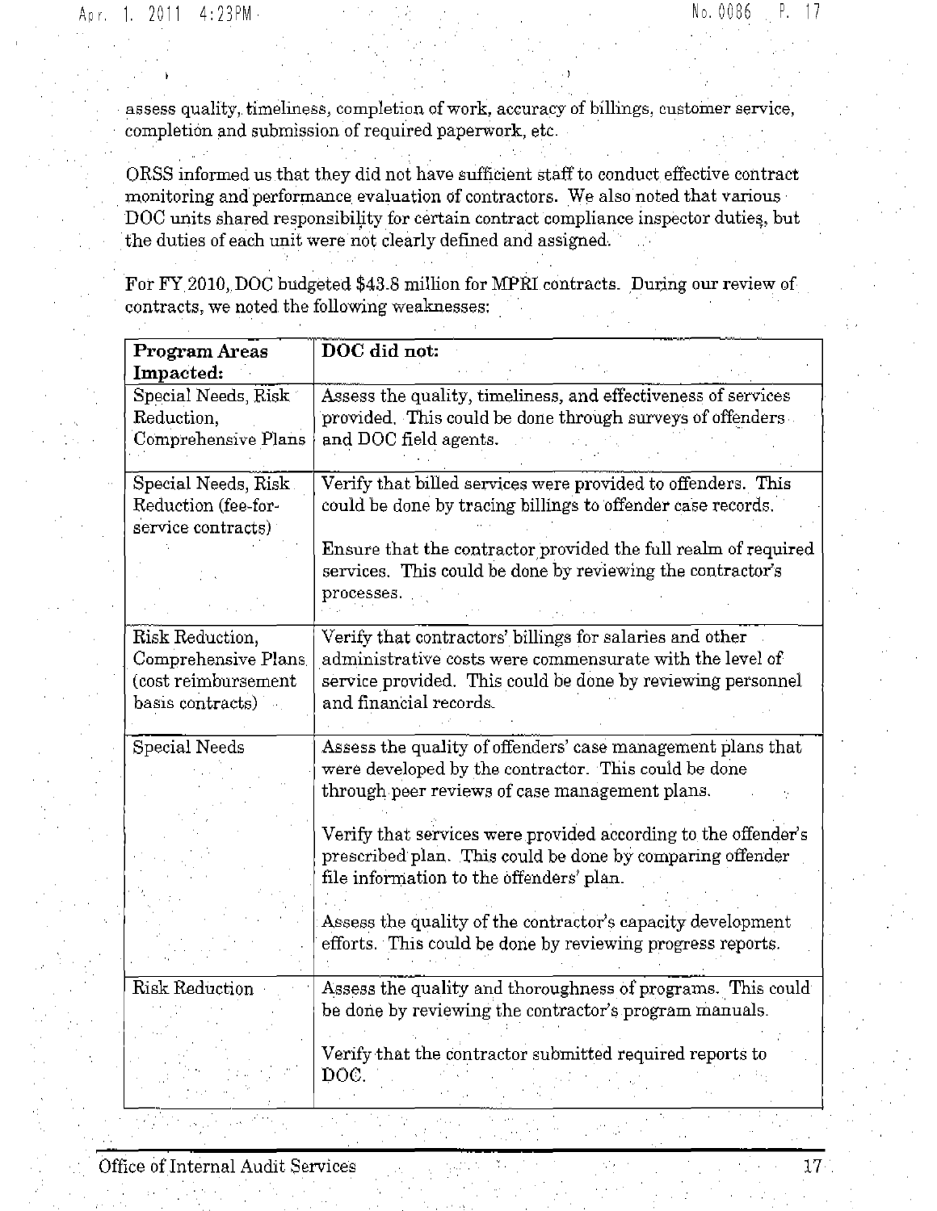assess quality, timeliness, completion of work, accuracy of billings, customer service, completion and submission of required paperwork, etc.

ORSS informed us that they did not have sufficient staff to conduct effective contract monitoring and performance evaluation of contractors. We also noted that various DOC units shared responsibility for certain contract compliance inspector duties, but the duties of each unit were not clearly defined and assigned.

For FY 2010, DOC budgeted $43.8 million for MPRI contracts. During our review of contracts, we noted the following weaknesses:

| **Program Areas Impacted:** | **DOC did not:** |
|---|---|
| Special Needs, Risk Reduction, Comprehensive Plans | Assess the quality, timeliness, and effectiveness of services provided. This could be done through surveys of offenders and DOC field agents. |
| Special Needs, Risk Reduction (fee-for-service contracts) | Verify that billed services were provided to offenders. This could be done by tracing billings to offender case records.<br><br>Ensure that the contractor provided the full realm of required services. This could be done by reviewing the contractor's processes. |
| Risk Reduction, Comprehensive Plans (cost reimbursement basis contracts) | Verify that contractors' billings for salaries and other administrative costs were commensurate with the level of service provided. This could be done by reviewing personnel and financial records. |
| Special Needs | Assess the quality of offenders' case management plans that were developed by the contractor. This could be done through peer reviews of case management plans.<br><br>Verify that services were provided according to the offender's prescribed plan. This could be done by comparing offender file information to the offenders' plan.<br><br>Assess the quality of the contractor's capacity development efforts. This could be done by reviewing progress reports. |
| Risk Reduction | Assess the quality and thoroughness of programs. This could be done by reviewing the contractor's program manuals.<br><br>Verify that the contractor submitted required reports to DOC. |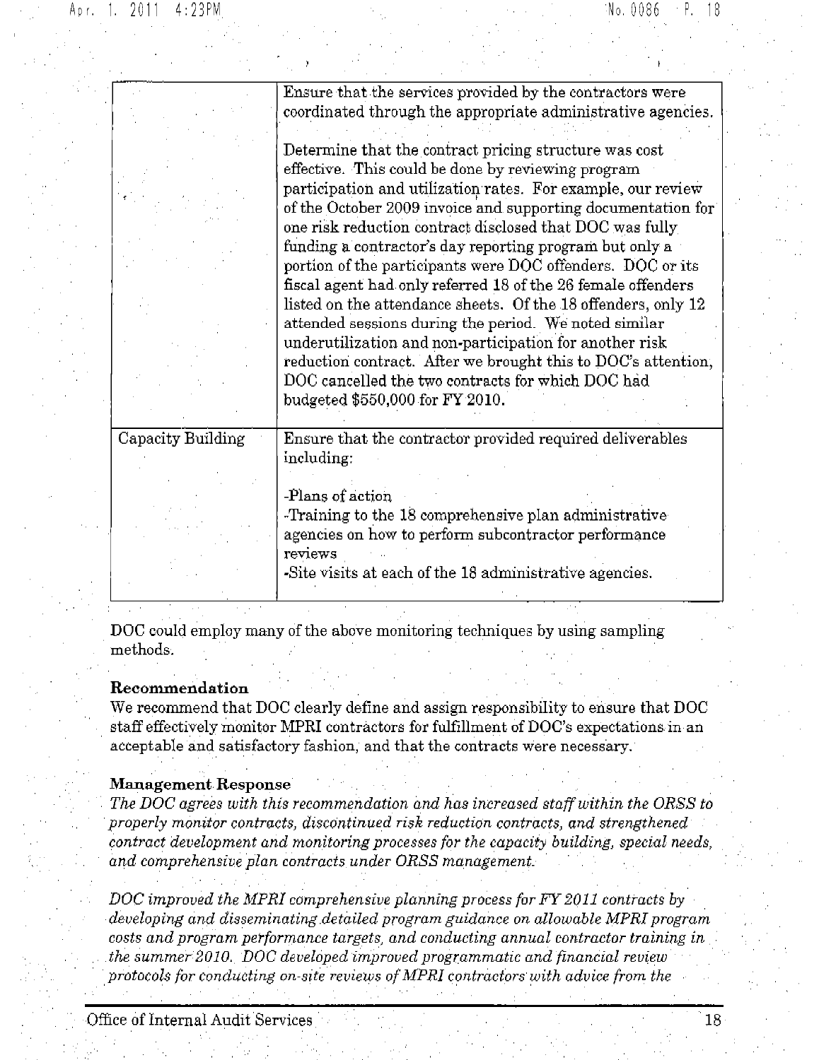| | |
|---|---|
| | Ensure that the services provided by the contractors were coordinated through the appropriate administrative agencies.<br><br>Determine that the contract pricing structure was cost effective. This could be done by reviewing program participation and utilization rates. For example, our review of the October 2009 invoice and supporting documentation for one risk reduction contract disclosed that DOC was fully funding a contractor's day reporting program but only a portion of the participants were DOC offenders. DOC or its fiscal agent had only referred 18 of the 26 female offenders listed on the attendance sheets. Of the 18 offenders, only 12 attended sessions during the period. We noted similar underutilization and non-participation for another risk reduction contract. After we brought this to DOC's attention, DOC cancelled the two contracts for which DOC had budgeted $550,000 for FY 2010. |
| Capacity Building | Ensure that the contractor provided required deliverables including:<br><br>-Plans of action<br>-Training to the 18 comprehensive plan administrative agencies on how to perform subcontractor performance reviews<br>-Site visits at each of the 18 administrative agencies. |

DOC could employ many of the above monitoring techniques by using sampling methods.

**Recommendation**

We recommend that DOC clearly define and assign responsibility to ensure that DOC staff effectively monitor MPRI contractors for fulfillment of DOC's expectations in an acceptable and satisfactory fashion, and that the contracts were necessary.

**Management Response**

*The DOC agrees with this recommendation and has increased staff within the ORSS to properly monitor contracts, discontinued risk reduction contracts, and strengthened contract development and monitoring processes for the capacity building, special needs, and comprehensive plan contracts under ORSS management.*

*DOC improved the MPRI comprehensive planning process for FY 2011 contracts by developing and disseminating detailed program guidance on allowable MPRI program costs and program performance targets, and conducting annual contractor training in the summer 2010. DOC developed improved programmatic and financial review protocols for conducting on-site reviews of MPRI contractors with advice from the*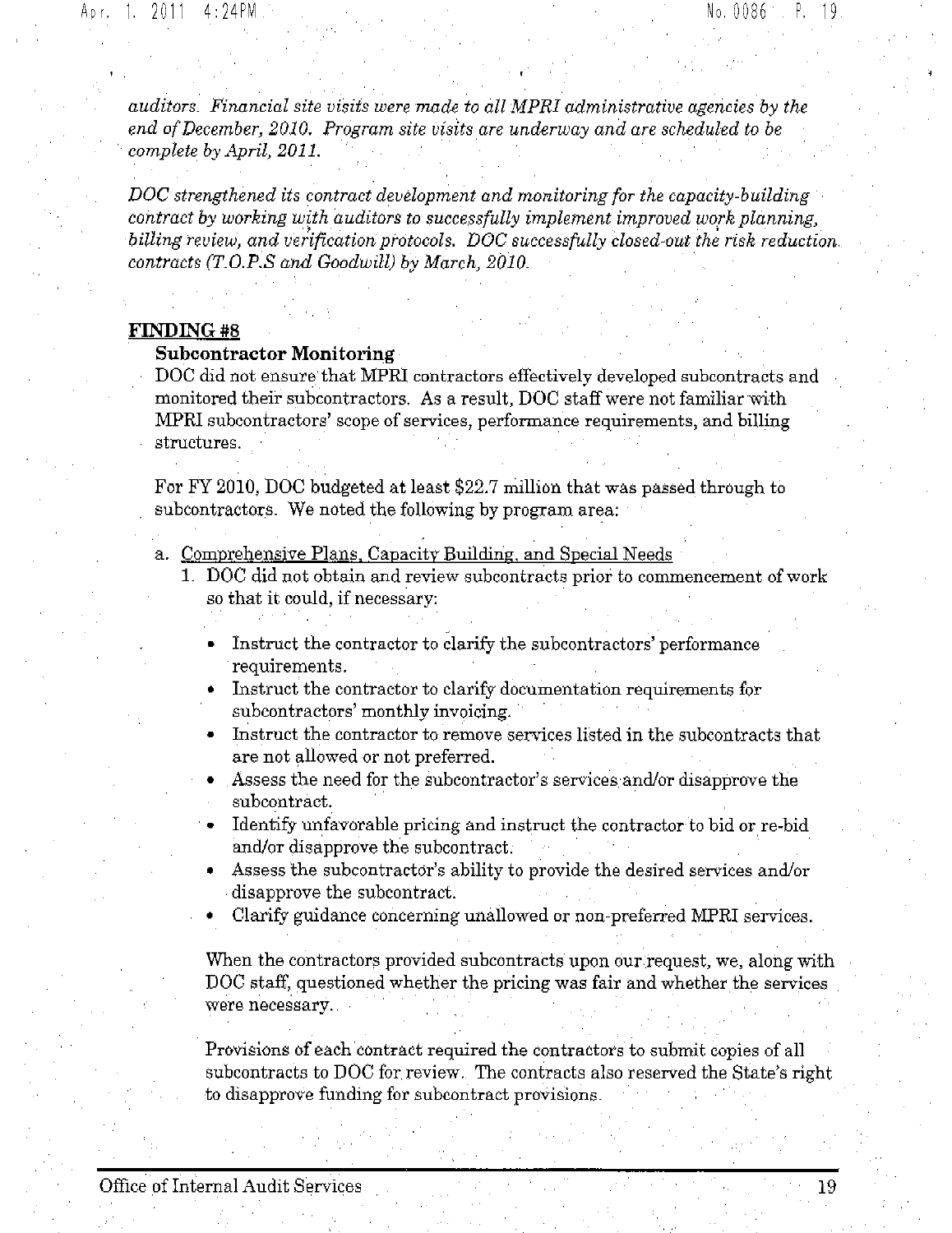*auditors. Financial site visits were made to all MPRI administrative agencies by the end of December, 2010. Program site visits are underway and are scheduled to be complete by April, 2011.*

*DOC strengthened its contract development and monitoring for the capacity-building contract by working with auditors to successfully implement improved work planning, billing review, and verification protocols. DOC successfully closed-out the risk reduction contracts (T.O.P.S and Goodwill) by March, 2010.*

## FINDING #8

### Subcontractor Monitoring

DOC did not ensure that MPRI contractors effectively developed subcontracts and monitored their subcontractors. As a result, DOC staff were not familiar with MPRI subcontractors' scope of services, performance requirements, and billing structures.

For FY 2010, DOC budgeted at least $22.7 million that was passed through to subcontractors. We noted the following by program area:

a. Comprehensive Plans, Capacity Building, and Special Needs

1. DOC did not obtain and review subcontracts prior to commencement of work so that it could, if necessary:

   - Instruct the contractor to clarify the subcontractors' performance requirements.
   - Instruct the contractor to clarify documentation requirements for subcontractors' monthly invoicing.
   - Instruct the contractor to remove services listed in the subcontracts that are not allowed or not preferred.
   - Assess the need for the subcontractor's services and/or disapprove the subcontract.
   - Identify unfavorable pricing and instruct the contractor to bid or re-bid and/or disapprove the subcontract.
   - Assess the subcontractor's ability to provide the desired services and/or disapprove the subcontract.
   - Clarify guidance concerning unallowed or non-preferred MPRI services.

   When the contractors provided subcontracts upon our request, we, along with DOC staff, questioned whether the pricing was fair and whether the services were necessary.

   Provisions of each contract required the contractors to submit copies of all subcontracts to DOC for review. The contracts also reserved the State's right to disapprove funding for subcontract provisions.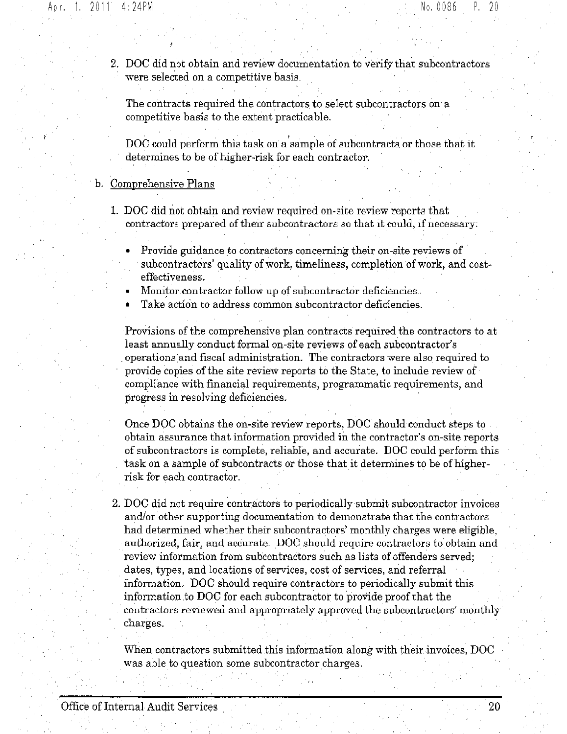2. DOC did not obtain and review documentation to verify that subcontractors were selected on a competitive basis.

   The contracts required the contractors to select subcontractors on a competitive basis to the extent practicable.

   DOC could perform this task on a sample of subcontracts or those that it determines to be of higher-risk for each contractor.

b. Comprehensive Plans

   1. DOC did not obtain and review required on-site review reports that contractors prepared of their subcontractors so that it could, if necessary:

      - Provide guidance to contractors concerning their on-site reviews of subcontractors' quality of work, timeliness, completion of work, and cost-effectiveness.
      - Monitor contractor follow up of subcontractor deficiencies.
      - Take action to address common subcontractor deficiencies.

      Provisions of the comprehensive plan contracts required the contractors to at least annually conduct formal on-site reviews of each subcontractor's operations and fiscal administration. The contractors were also required to provide copies of the site review reports to the State, to include review of compliance with financial requirements, programmatic requirements, and progress in resolving deficiencies.

      Once DOC obtains the on-site review reports, DOC should conduct steps to obtain assurance that information provided in the contractor's on-site reports of subcontractors is complete, reliable, and accurate. DOC could perform this task on a sample of subcontracts or those that it determines to be of higher-risk for each contractor.

   2. DOC did not require contractors to periodically submit subcontractor invoices and/or other supporting documentation to demonstrate that the contractors had determined whether their subcontractors' monthly charges were eligible, authorized, fair, and accurate. DOC should require contractors to obtain and review information from subcontractors such as lists of offenders served; dates, types, and locations of services, cost of services, and referral information. DOC should require contractors to periodically submit this information to DOC for each subcontractor to provide proof that the contractors reviewed and appropriately approved the subcontractors' monthly charges.

      When contractors submitted this information along with their invoices, DOC was able to question some subcontractor charges.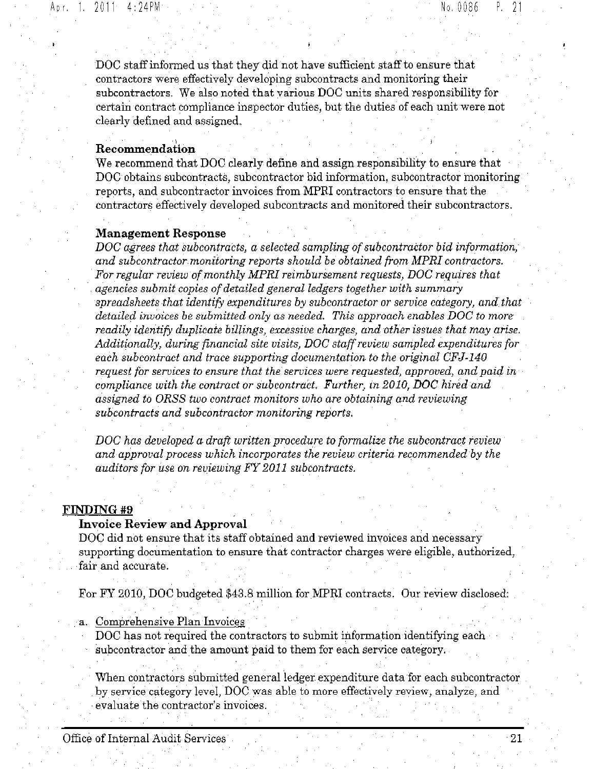DOC staff informed us that they did not have sufficient staff to ensure that contractors were effectively developing subcontracts and monitoring their subcontractors. We also noted that various DOC units shared responsibility for certain contract compliance inspector duties, but the duties of each unit were not clearly defined and assigned.

**Recommendation**

We recommend that DOC clearly define and assign responsibility to ensure that DOC obtains subcontracts, subcontractor bid information, subcontractor monitoring reports, and subcontractor invoices from MPRI contractors to ensure that the contractors effectively developed subcontracts and monitored their subcontractors.

**Management Response**

*DOC agrees that subcontracts, a selected sampling of subcontractor bid information, and subcontractor monitoring reports should be obtained from MPRI contractors. For regular review of monthly MPRI reimbursement requests, DOC requires that agencies submit copies of detailed general ledgers together with summary spreadsheets that identify expenditures by subcontractor or service category, and that detailed invoices be submitted only as needed. This approach enables DOC to more readily identify duplicate billings, excessive charges, and other issues that may arise. Additionally, during financial site visits, DOC staff review sampled expenditures for each subcontract and trace supporting documentation to the original CFJ-140 request for services to ensure that the services were requested, approved, and paid in compliance with the contract or subcontract. Further, in 2010, DOC hired and assigned to ORSS two contract monitors who are obtaining and reviewing subcontracts and subcontractor monitoring reports.*

*DOC has developed a draft written procedure to formalize the subcontract review and approval process which incorporates the review criteria recommended by the auditors for use on reviewing FY 2011 subcontracts.*

## FINDING #9

**Invoice Review and Approval**

DOC did not ensure that its staff obtained and reviewed invoices and necessary supporting documentation to ensure that contractor charges were eligible, authorized, fair and accurate.

For FY 2010, DOC budgeted $43.8 million for MPRI contracts. Our review disclosed:

a. Comprehensive Plan Invoices

   DOC has not required the contractors to submit information identifying each subcontractor and the amount paid to them for each service category.

   When contractors submitted general ledger expenditure data for each subcontractor by service category level, DOC was able to more effectively review, analyze, and evaluate the contractor's invoices.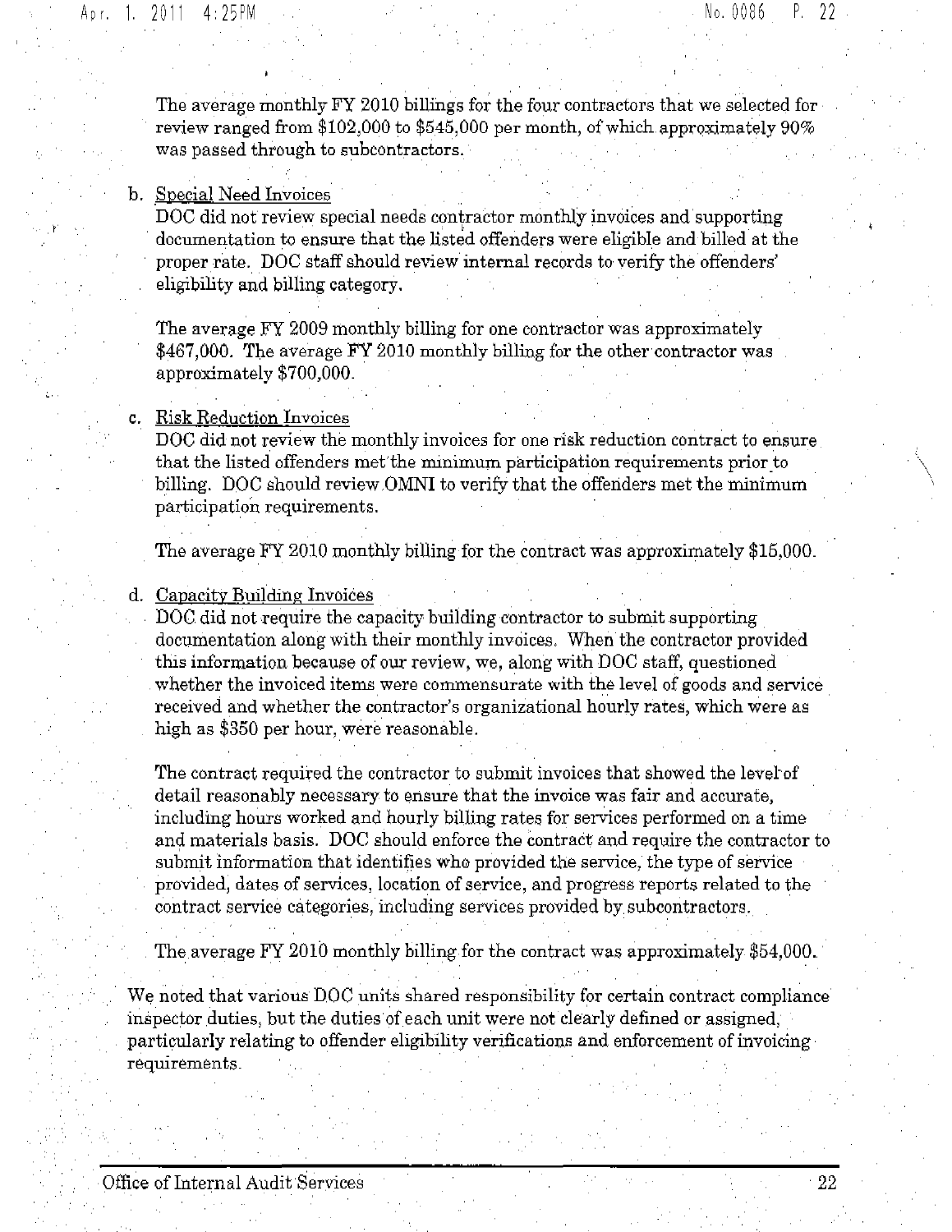The average monthly FY 2010 billings for the four contractors that we selected for review ranged from $102,000 to $545,000 per month, of which approximately 90% was passed through to subcontractors.

b. Special Need Invoices

DOC did not review special needs contractor monthly invoices and supporting documentation to ensure that the listed offenders were eligible and billed at the proper rate. DOC staff should review internal records to verify the offenders' eligibility and billing category.

The average FY 2009 monthly billing for one contractor was approximately $467,000. The average FY 2010 monthly billing for the other contractor was approximately $700,000.

c. Risk Reduction Invoices

DOC did not review the monthly invoices for one risk reduction contract to ensure that the listed offenders met the minimum participation requirements prior to billing. DOC should review OMNI to verify that the offenders met the minimum participation requirements.

The average FY 2010 monthly billing for the contract was approximately $15,000.

d. Capacity Building Invoices

DOC did not require the capacity building contractor to submit supporting documentation along with their monthly invoices. When the contractor provided this information because of our review, we, along with DOC staff, questioned whether the invoiced items were commensurate with the level of goods and service received and whether the contractor's organizational hourly rates, which were as high as $350 per hour, were reasonable.

The contract required the contractor to submit invoices that showed the level of detail reasonably necessary to ensure that the invoice was fair and accurate, including hours worked and hourly billing rates for services performed on a time and materials basis. DOC should enforce the contract and require the contractor to submit information that identifies who provided the service, the type of service provided, dates of services, location of service, and progress reports related to the contract service categories, including services provided by subcontractors.

The average FY 2010 monthly billing for the contract was approximately $54,000.

We noted that various DOC units shared responsibility for certain contract compliance inspector duties, but the duties of each unit were not clearly defined or assigned, particularly relating to offender eligibility verifications and enforcement of invoicing requirements.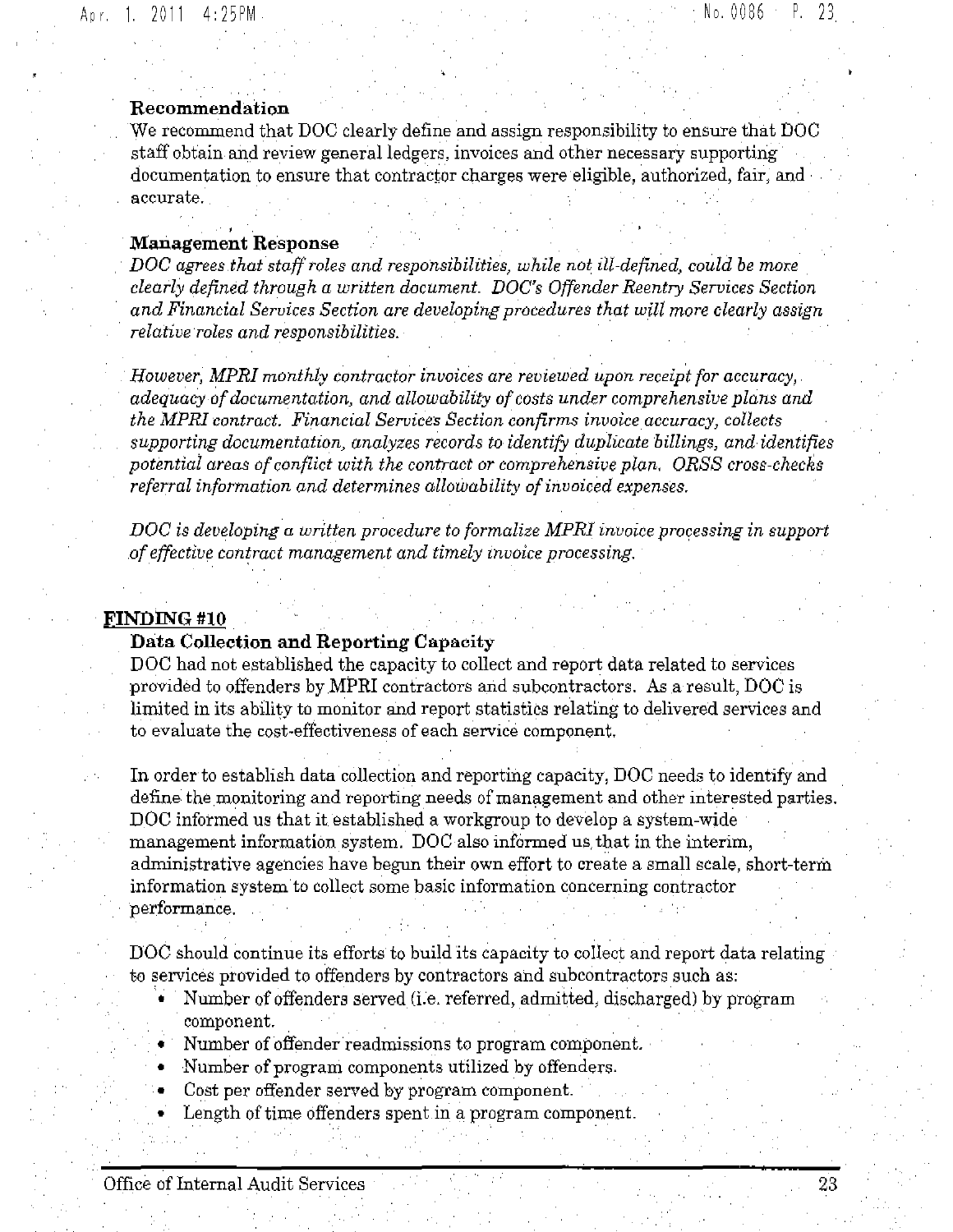**Recommendation**

We recommend that DOC clearly define and assign responsibility to ensure that DOC staff obtain and review general ledgers, invoices and other necessary supporting documentation to ensure that contractor charges were eligible, authorized, fair, and accurate.

**Management Response**

*DOC agrees that staff roles and responsibilities, while not ill-defined, could be more clearly defined through a written document. DOC's Offender Reentry Services Section and Financial Services Section are developing procedures that will more clearly assign relative roles and responsibilities.*

*However, MPRI monthly contractor invoices are reviewed upon receipt for accuracy, adequacy of documentation, and allowability of costs under comprehensive plans and the MPRI contract. Financial Services Section confirms invoice accuracy, collects supporting documentation, analyzes records to identify duplicate billings, and identifies potential areas of conflict with the contract or comprehensive plan. ORSS cross-checks referral information and determines allowability of invoiced expenses.*

*DOC is developing a written procedure to formalize MPRI invoice processing in support of effective contract management and timely invoice processing.*

## FINDING #10

**Data Collection and Reporting Capacity**

DOC had not established the capacity to collect and report data related to services provided to offenders by MPRI contractors and subcontractors. As a result, DOC is limited in its ability to monitor and report statistics relating to delivered services and to evaluate the cost-effectiveness of each service component.

In order to establish data collection and reporting capacity, DOC needs to identify and define the monitoring and reporting needs of management and other interested parties. DOC informed us that it established a workgroup to develop a system-wide management information system. DOC also informed us that in the interim, administrative agencies have begun their own effort to create a small scale, short-term information system to collect some basic information concerning contractor performance.

DOC should continue its efforts to build its capacity to collect and report data relating to services provided to offenders by contractors and subcontractors such as:

- Number of offenders served (i.e. referred, admitted, discharged) by program component.
- Number of offender readmissions to program component.
- Number of program components utilized by offenders.
- Cost per offender served by program component.
- Length of time offenders spent in a program component.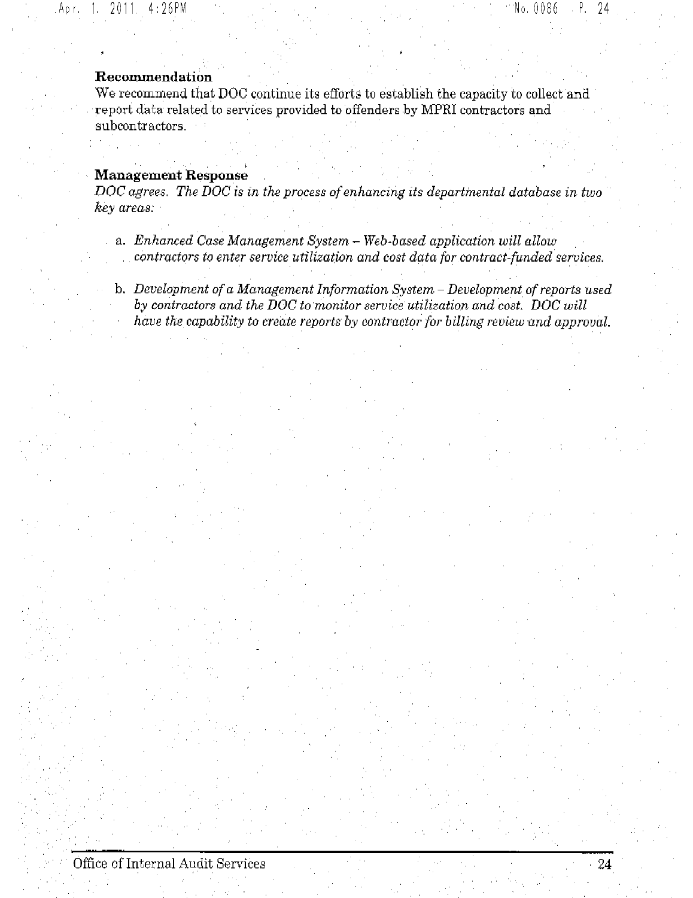**Recommendation**

We recommend that DOC continue its efforts to establish the capacity to collect and report data related to services provided to offenders by MPRI contractors and subcontractors.

**Management Response**

*DOC agrees. The DOC is in the process of enhancing its departmental database in two key areas:*

a. *Enhanced Case Management System – Web-based application will allow contractors to enter service utilization and cost data for contract-funded services.*

b. *Development of a Management Information System – Development of reports used by contractors and the DOC to monitor service utilization and cost. DOC will have the capability to create reports by contractor for billing review and approval.*